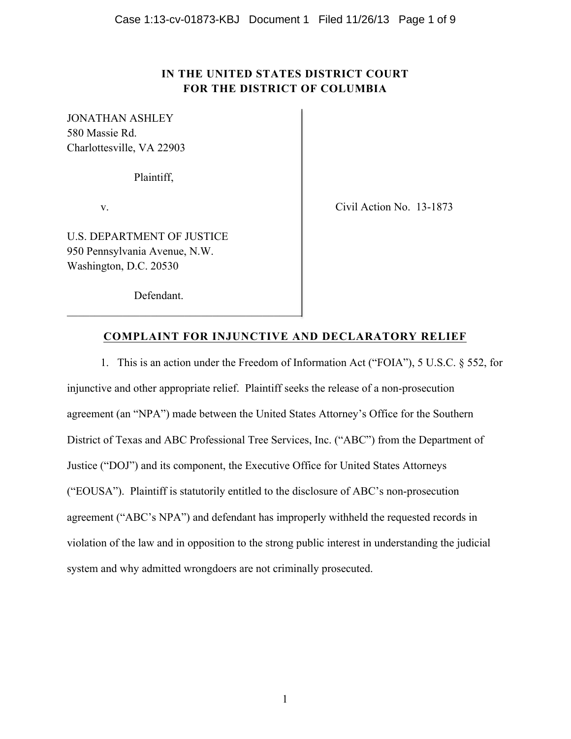**IN THE UNITED STATES DISTRICT COURT**
**FOR THE DISTRICT OF COLUMBIA**

| | |
|---|---|
| JONATHAN ASHLEY<br>580 Massie Rd.<br>Charlottesville, VA 22903<br><br>Plaintiff,<br><br>v.<br><br>U.S. DEPARTMENT OF JUSTICE<br>950 Pennsylvania Avenue, N.W.<br>Washington, D.C. 20530<br><br>Defendant. | Civil Action No. 13-1873 |

**COMPLAINT FOR INJUNCTIVE AND DECLARATORY RELIEF**

1. This is an action under the Freedom of Information Act ("FOIA"), 5 U.S.C. § 552, for injunctive and other appropriate relief. Plaintiff seeks the release of a non-prosecution agreement (an "NPA") made between the United States Attorney's Office for the Southern District of Texas and ABC Professional Tree Services, Inc. ("ABC") from the Department of Justice ("DOJ") and its component, the Executive Office for United States Attorneys ("EOUSA"). Plaintiff is statutorily entitled to the disclosure of ABC's non-prosecution agreement ("ABC's NPA") and defendant has improperly withheld the requested records in violation of the law and in opposition to the strong public interest in understanding the judicial system and why admitted wrongdoers are not criminally prosecuted.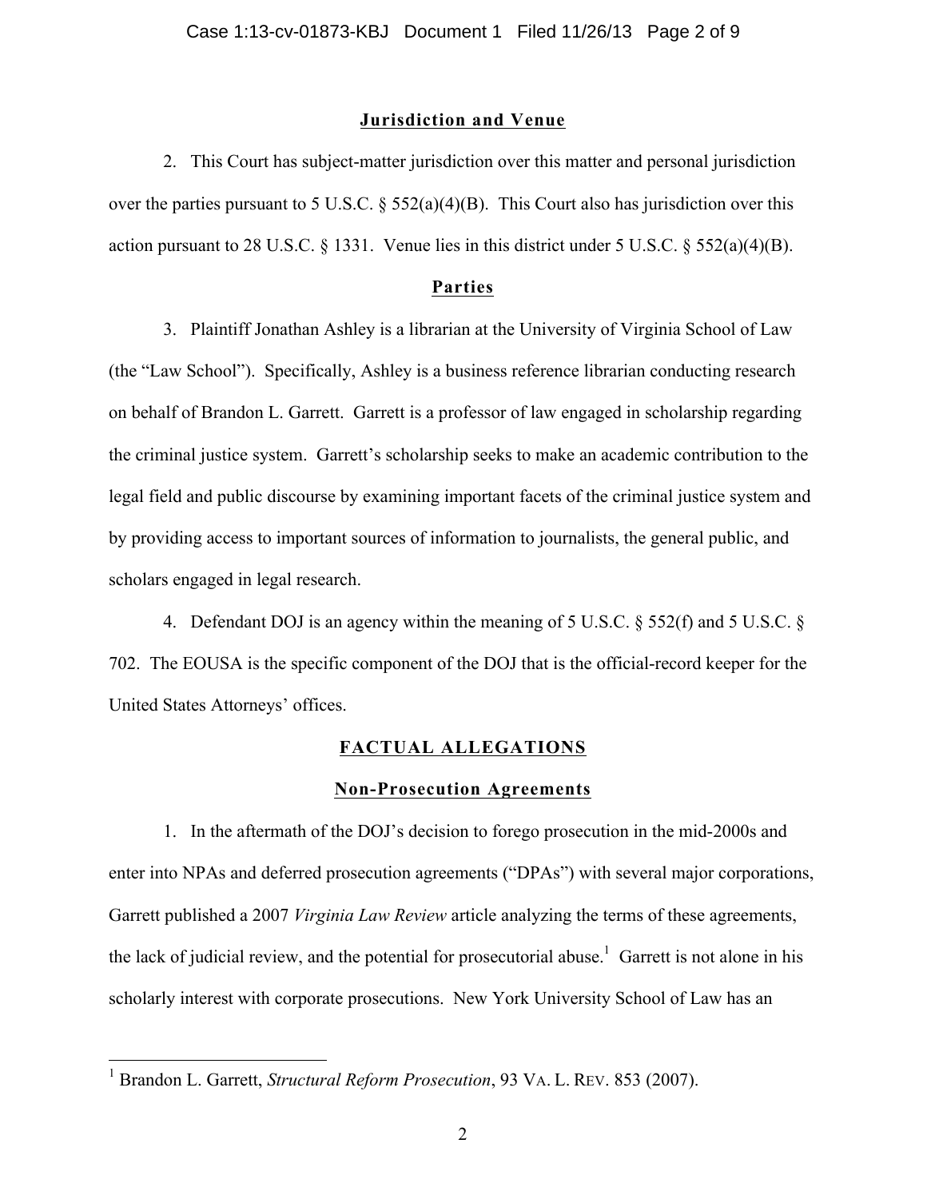## Jurisdiction and Venue

2. This Court has subject-matter jurisdiction over this matter and personal jurisdiction over the parties pursuant to 5 U.S.C. § 552(a)(4)(B). This Court also has jurisdiction over this action pursuant to 28 U.S.C. § 1331. Venue lies in this district under 5 U.S.C. § 552(a)(4)(B).

## Parties

3. Plaintiff Jonathan Ashley is a librarian at the University of Virginia School of Law (the "Law School"). Specifically, Ashley is a business reference librarian conducting research on behalf of Brandon L. Garrett. Garrett is a professor of law engaged in scholarship regarding the criminal justice system. Garrett's scholarship seeks to make an academic contribution to the legal field and public discourse by examining important facets of the criminal justice system and by providing access to important sources of information to journalists, the general public, and scholars engaged in legal research.

4. Defendant DOJ is an agency within the meaning of 5 U.S.C. § 552(f) and 5 U.S.C. § 702. The EOUSA is the specific component of the DOJ that is the official-record keeper for the United States Attorneys' offices.

## FACTUAL ALLEGATIONS

### Non-Prosecution Agreements

1. In the aftermath of the DOJ's decision to forego prosecution in the mid-2000s and enter into NPAs and deferred prosecution agreements ("DPAs") with several major corporations, Garrett published a 2007 *Virginia Law Review* article analyzing the terms of these agreements, the lack of judicial review, and the potential for prosecutorial abuse.[1] Garrett is not alone in his scholarly interest with corporate prosecutions. New York University School of Law has an

[1] Brandon L. Garrett, *Structural Reform Prosecution*, 93 VA. L. REV. 853 (2007).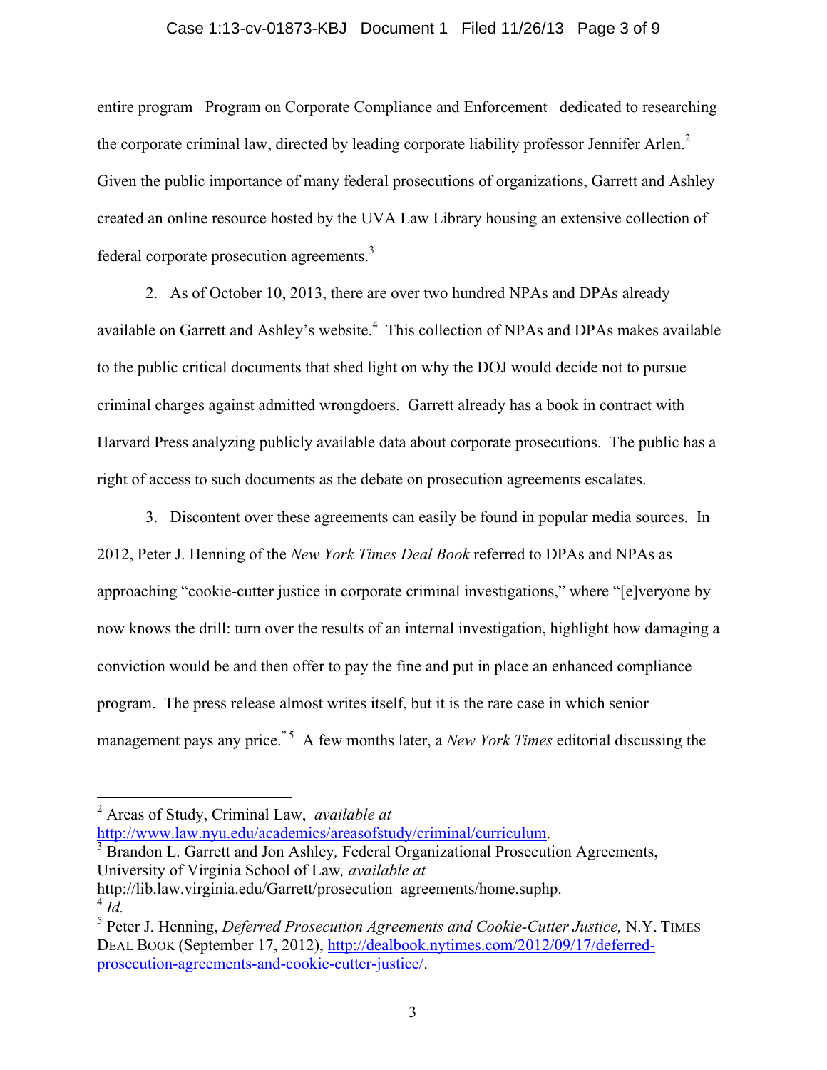entire program –Program on Corporate Compliance and Enforcement –dedicated to researching the corporate criminal law, directed by leading corporate liability professor Jennifer Arlen.[2] Given the public importance of many federal prosecutions of organizations, Garrett and Ashley created an online resource hosted by the UVA Law Library housing an extensive collection of federal corporate prosecution agreements.[3]

2. As of October 10, 2013, there are over two hundred NPAs and DPAs already available on Garrett and Ashley's website.[4] This collection of NPAs and DPAs makes available to the public critical documents that shed light on why the DOJ would decide not to pursue criminal charges against admitted wrongdoers. Garrett already has a book in contract with Harvard Press analyzing publicly available data about corporate prosecutions. The public has a right of access to such documents as the debate on prosecution agreements escalates.

3. Discontent over these agreements can easily be found in popular media sources. In 2012, Peter J. Henning of the *New York Times Deal Book* referred to DPAs and NPAs as approaching "cookie-cutter justice in corporate criminal investigations," where "[e]veryone by now knows the drill: turn over the results of an internal investigation, highlight how damaging a conviction would be and then offer to pay the fine and put in place an enhanced compliance program. The press release almost writes itself, but it is the rare case in which senior management pays any price."[5] A few months later, a *New York Times* editorial discussing the

---

[2] Areas of Study, Criminal Law, *available at* http://www.law.nyu.edu/academics/areasofstudy/criminal/curriculum.

[3] Brandon L. Garrett and Jon Ashley*,* Federal Organizational Prosecution Agreements, University of Virginia School of Law*, available at* http://lib.law.virginia.edu/Garrett/prosecution_agreements/home.suphp.

[4] *Id.*

[5] Peter J. Henning, *Deferred Prosecution Agreements and Cookie-Cutter Justice,* N.Y. TIMES DEAL BOOK (September 17, 2012), http://dealbook.nytimes.com/2012/09/17/deferred-prosecution-agreements-and-cookie-cutter-justice/.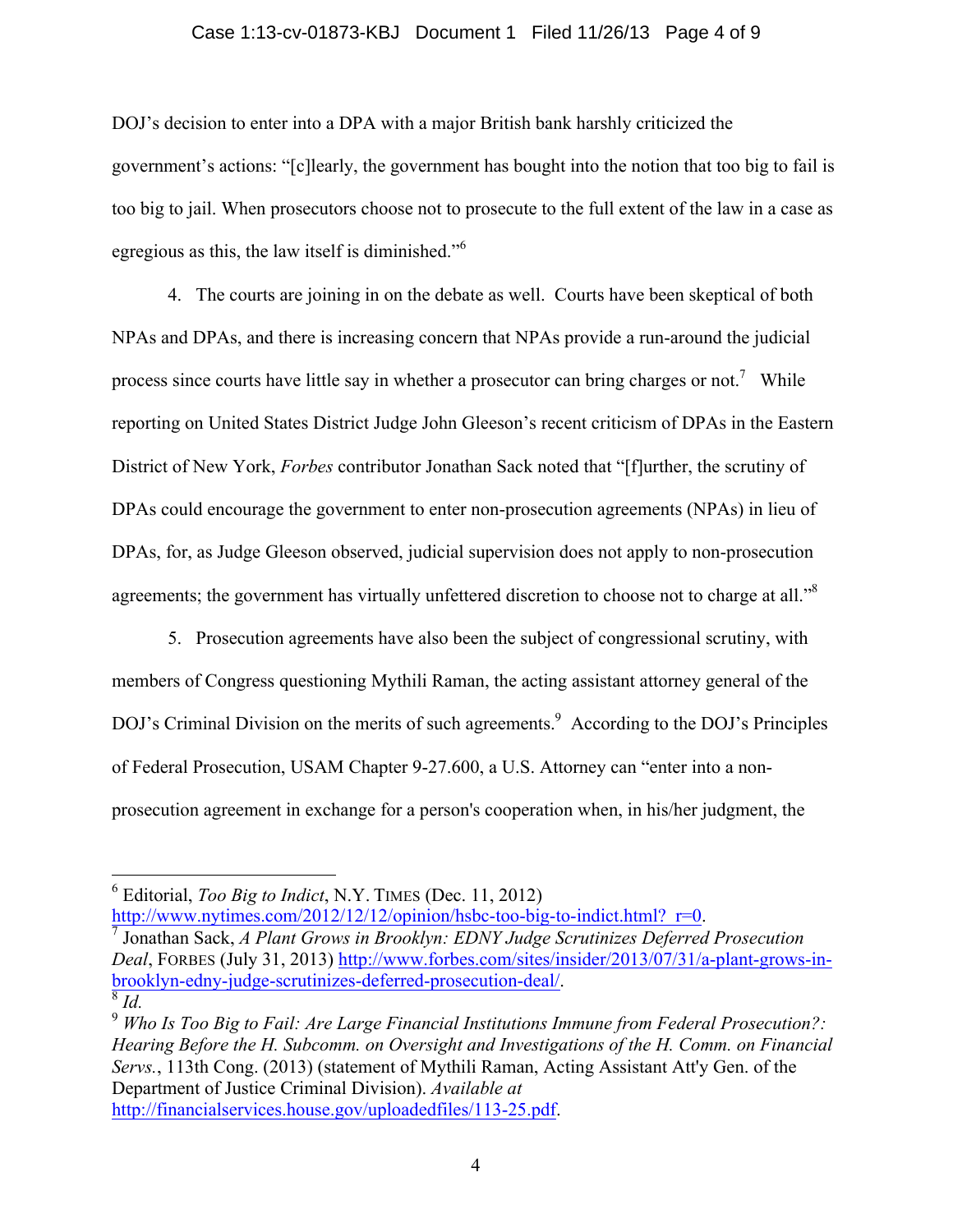DOJ's decision to enter into a DPA with a major British bank harshly criticized the government's actions: "[c]learly, the government has bought into the notion that too big to fail is too big to jail. When prosecutors choose not to prosecute to the full extent of the law in a case as egregious as this, the law itself is diminished."[6]

4. The courts are joining in on the debate as well. Courts have been skeptical of both NPAs and DPAs, and there is increasing concern that NPAs provide a run-around the judicial process since courts have little say in whether a prosecutor can bring charges or not.[7] While reporting on United States District Judge John Gleeson's recent criticism of DPAs in the Eastern District of New York, *Forbes* contributor Jonathan Sack noted that "[f]urther, the scrutiny of DPAs could encourage the government to enter non-prosecution agreements (NPAs) in lieu of DPAs, for, as Judge Gleeson observed, judicial supervision does not apply to non-prosecution agreements; the government has virtually unfettered discretion to choose not to charge at all."[8]

5. Prosecution agreements have also been the subject of congressional scrutiny, with members of Congress questioning Mythili Raman, the acting assistant attorney general of the DOJ's Criminal Division on the merits of such agreements.[9] According to the DOJ's Principles of Federal Prosecution, USAM Chapter 9-27.600, a U.S. Attorney can "enter into a non-prosecution agreement in exchange for a person's cooperation when, in his/her judgment, the

---

[6] Editorial, *Too Big to Indict*, N.Y. TIMES (Dec. 11, 2012) http://www.nytimes.com/2012/12/12/opinion/hsbc-too-big-to-indict.html?_r=0.

[7] Jonathan Sack, *A Plant Grows in Brooklyn: EDNY Judge Scrutinizes Deferred Prosecution Deal*, FORBES (July 31, 2013) http://www.forbes.com/sites/insider/2013/07/31/a-plant-grows-in-brooklyn-edny-judge-scrutinizes-deferred-prosecution-deal/.

[8] *Id.*

[9] *Who Is Too Big to Fail: Are Large Financial Institutions Immune from Federal Prosecution?: Hearing Before the H. Subcomm. on Oversight and Investigations of the H. Comm. on Financial Servs.*, 113th Cong. (2013) (statement of Mythili Raman, Acting Assistant Att'y Gen. of the Department of Justice Criminal Division). *Available at* http://financialservices.house.gov/uploadedfiles/113-25.pdf.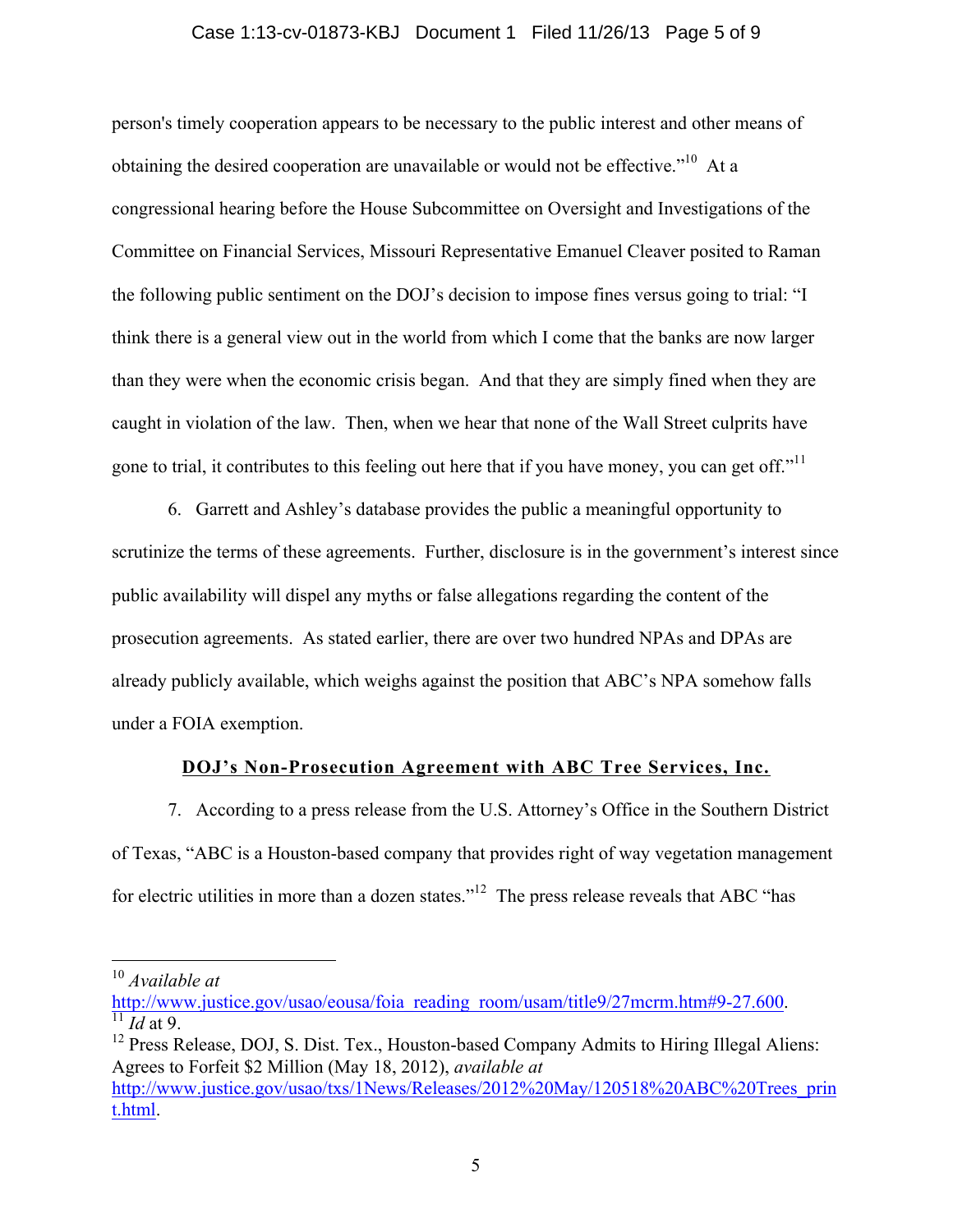person's timely cooperation appears to be necessary to the public interest and other means of obtaining the desired cooperation are unavailable or would not be effective."[10] At a congressional hearing before the House Subcommittee on Oversight and Investigations of the Committee on Financial Services, Missouri Representative Emanuel Cleaver posited to Raman the following public sentiment on the DOJ's decision to impose fines versus going to trial: "I think there is a general view out in the world from which I come that the banks are now larger than they were when the economic crisis began. And that they are simply fined when they are caught in violation of the law. Then, when we hear that none of the Wall Street culprits have gone to trial, it contributes to this feeling out here that if you have money, you can get off."[11]

6. Garrett and Ashley's database provides the public a meaningful opportunity to scrutinize the terms of these agreements. Further, disclosure is in the government's interest since public availability will dispel any myths or false allegations regarding the content of the prosecution agreements. As stated earlier, there are over two hundred NPAs and DPAs are already publicly available, which weighs against the position that ABC's NPA somehow falls under a FOIA exemption.

**DOJ's Non-Prosecution Agreement with ABC Tree Services, Inc.**

7. According to a press release from the U.S. Attorney's Office in the Southern District of Texas, "ABC is a Houston-based company that provides right of way vegetation management for electric utilities in more than a dozen states."[12] The press release reveals that ABC "has

---

[10] *Available at* http://www.justice.gov/usao/eousa/foia_reading_room/usam/title9/27mcrm.htm#9-27.600.

[11] *Id* at 9.

[12] Press Release, DOJ, S. Dist. Tex., Houston-based Company Admits to Hiring Illegal Aliens: Agrees to Forfeit $2 Million (May 18, 2012), *available at* http://www.justice.gov/usao/txs/1News/Releases/2012%20May/120518%20ABC%20Trees_print.html.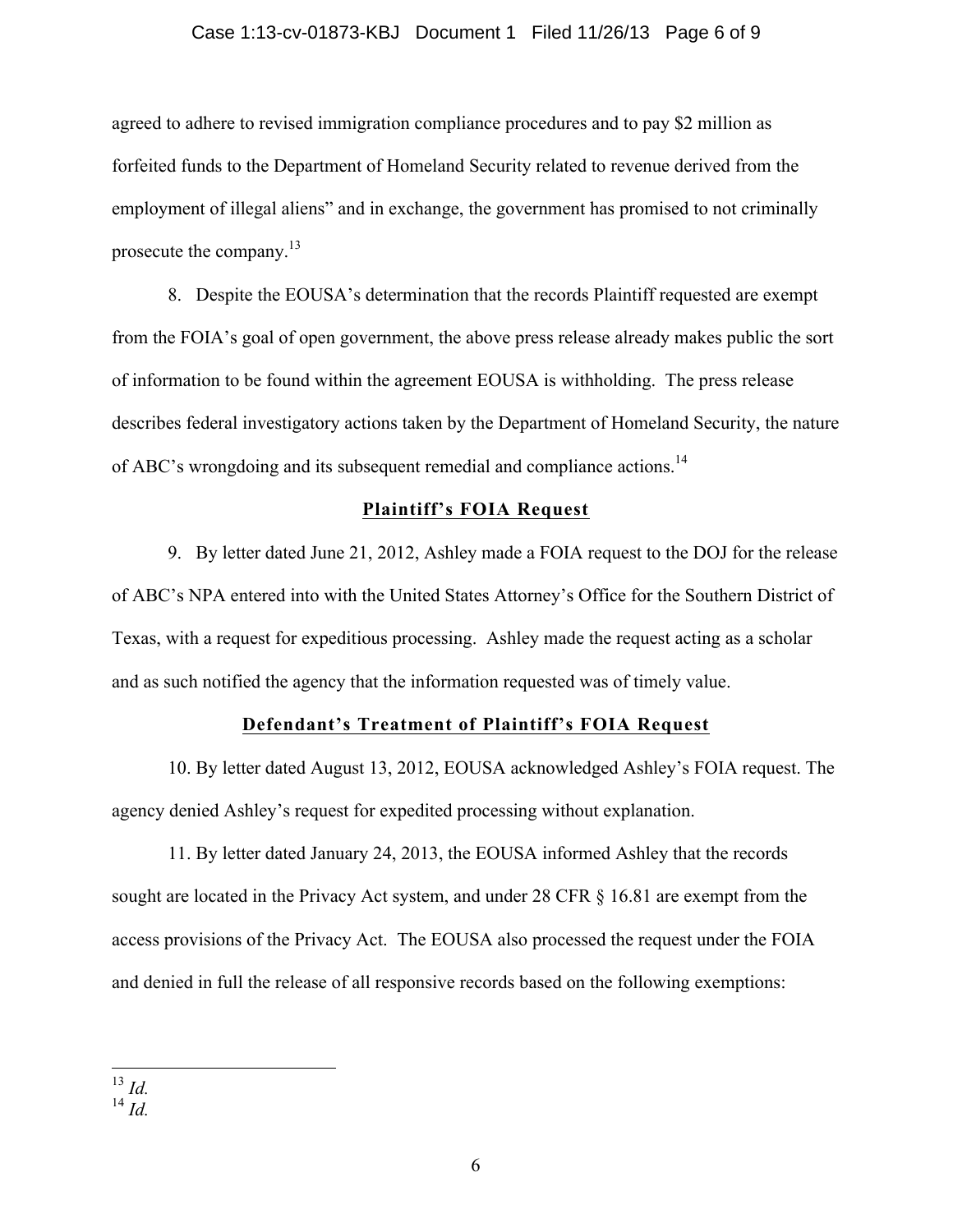agreed to adhere to revised immigration compliance procedures and to pay $2 million as forfeited funds to the Department of Homeland Security related to revenue derived from the employment of illegal aliens" and in exchange, the government has promised to not criminally prosecute the company.[13]

8. Despite the EOUSA's determination that the records Plaintiff requested are exempt from the FOIA's goal of open government, the above press release already makes public the sort of information to be found within the agreement EOUSA is withholding. The press release describes federal investigatory actions taken by the Department of Homeland Security, the nature of ABC's wrongdoing and its subsequent remedial and compliance actions.[14]

## Plaintiff's FOIA Request

9. By letter dated June 21, 2012, Ashley made a FOIA request to the DOJ for the release of ABC's NPA entered into with the United States Attorney's Office for the Southern District of Texas, with a request for expeditious processing. Ashley made the request acting as a scholar and as such notified the agency that the information requested was of timely value.

## Defendant's Treatment of Plaintiff's FOIA Request

10. By letter dated August 13, 2012, EOUSA acknowledged Ashley's FOIA request. The agency denied Ashley's request for expedited processing without explanation.

11. By letter dated January 24, 2013, the EOUSA informed Ashley that the records sought are located in the Privacy Act system, and under 28 CFR § 16.81 are exempt from the access provisions of the Privacy Act. The EOUSA also processed the request under the FOIA and denied in full the release of all responsive records based on the following exemptions:

---

[13] *Id.*

[14] *Id.*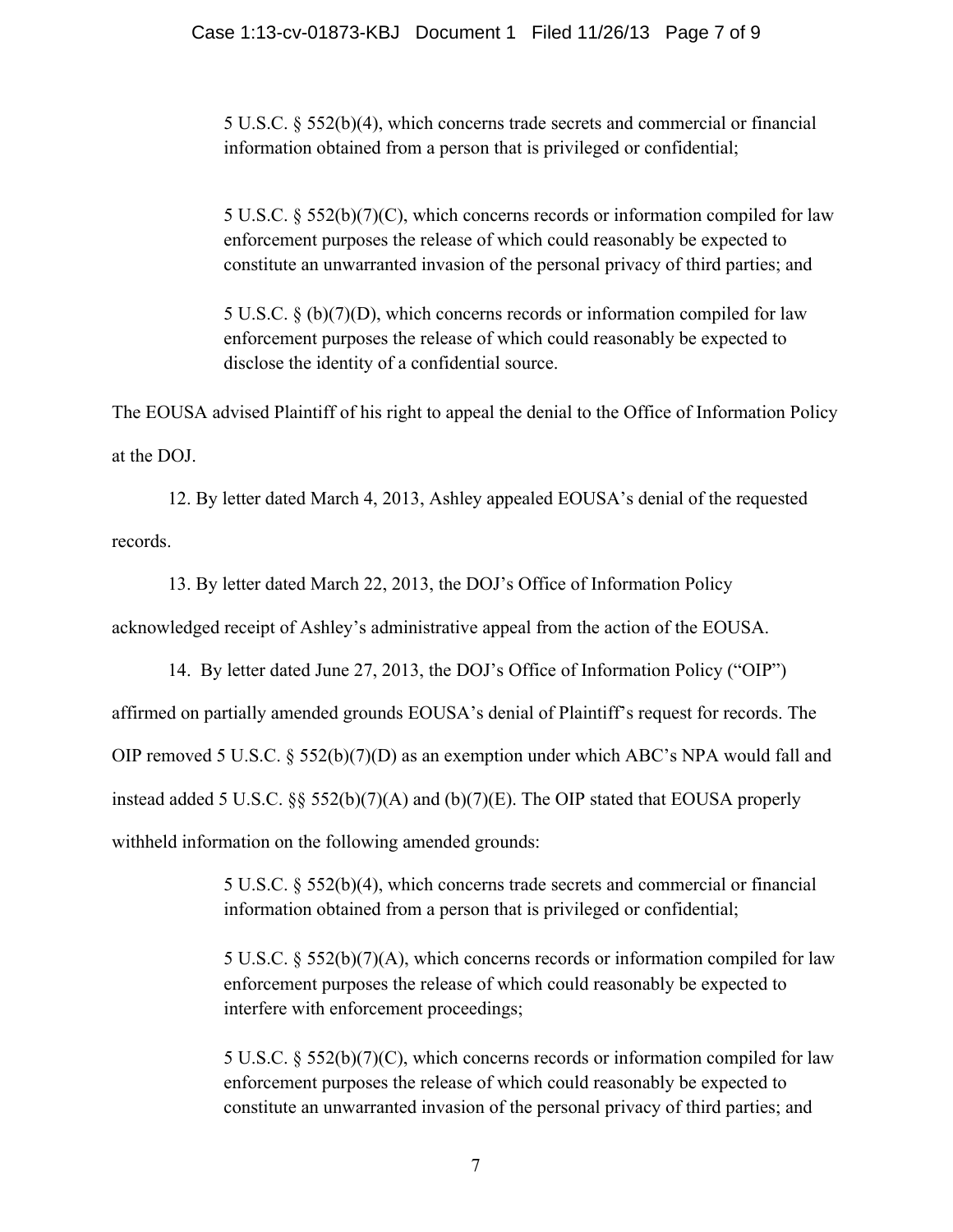> 5 U.S.C. § 552(b)(4), which concerns trade secrets and commercial or financial information obtained from a person that is privileged or confidential;
>
> 5 U.S.C. § 552(b)(7)(C), which concerns records or information compiled for law enforcement purposes the release of which could reasonably be expected to constitute an unwarranted invasion of the personal privacy of third parties; and
>
> 5 U.S.C. § (b)(7)(D), which concerns records or information compiled for law enforcement purposes the release of which could reasonably be expected to disclose the identity of a confidential source.

The EOUSA advised Plaintiff of his right to appeal the denial to the Office of Information Policy at the DOJ.

12. By letter dated March 4, 2013, Ashley appealed EOUSA's denial of the requested records.

13. By letter dated March 22, 2013, the DOJ's Office of Information Policy acknowledged receipt of Ashley's administrative appeal from the action of the EOUSA.

14. By letter dated June 27, 2013, the DOJ's Office of Information Policy ("OIP") affirmed on partially amended grounds EOUSA's denial of Plaintiff's request for records. The OIP removed 5 U.S.C. § 552(b)(7)(D) as an exemption under which ABC's NPA would fall and instead added 5 U.S.C. §§ 552(b)(7)(A) and (b)(7)(E). The OIP stated that EOUSA properly withheld information on the following amended grounds:

> 5 U.S.C. § 552(b)(4), which concerns trade secrets and commercial or financial information obtained from a person that is privileged or confidential;
>
> 5 U.S.C. § 552(b)(7)(A), which concerns records or information compiled for law enforcement purposes the release of which could reasonably be expected to interfere with enforcement proceedings;
>
> 5 U.S.C. § 552(b)(7)(C), which concerns records or information compiled for law enforcement purposes the release of which could reasonably be expected to constitute an unwarranted invasion of the personal privacy of third parties; and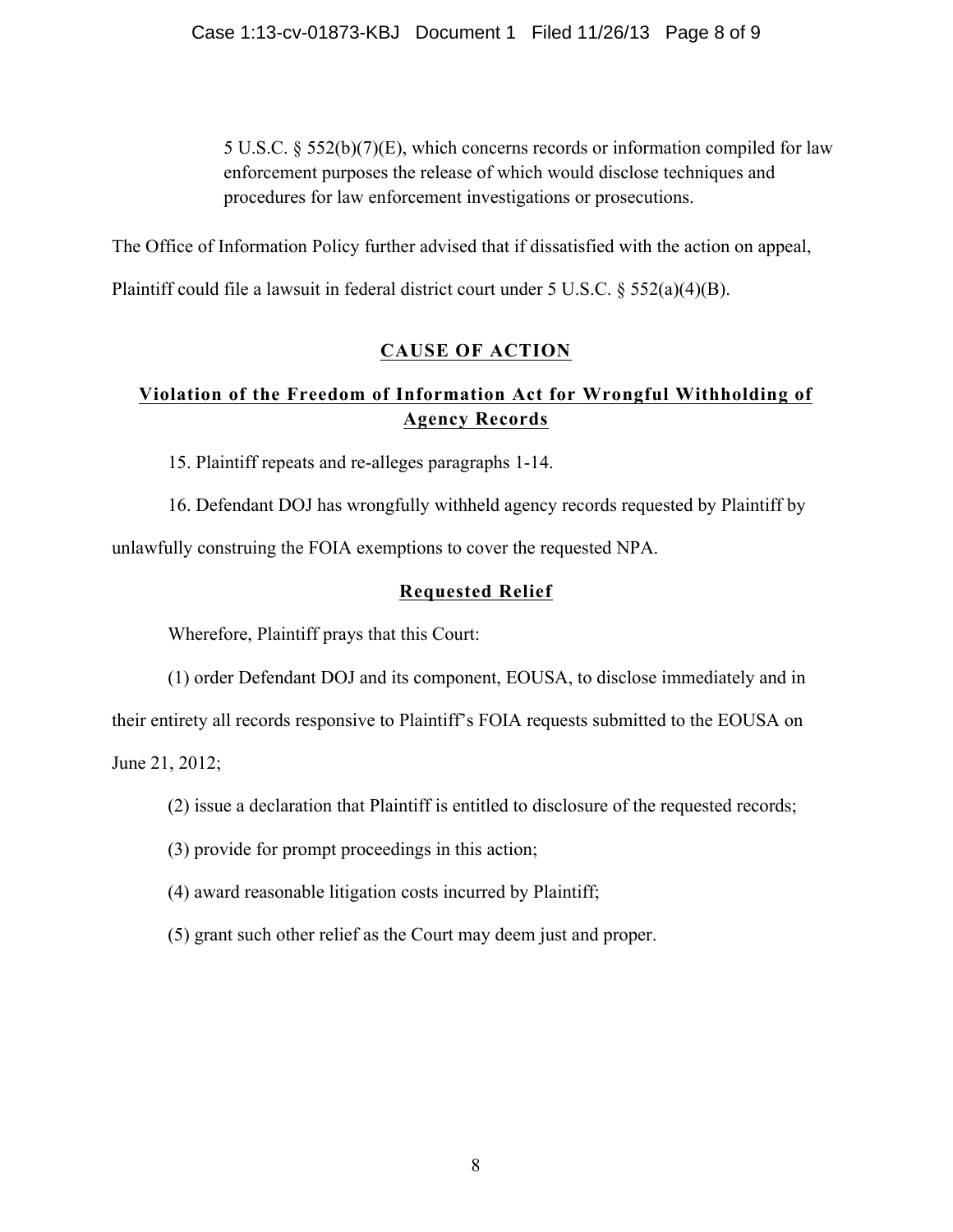> 5 U.S.C. § 552(b)(7)(E), which concerns records or information compiled for law enforcement purposes the release of which would disclose techniques and procedures for law enforcement investigations or prosecutions.

The Office of Information Policy further advised that if dissatisfied with the action on appeal, Plaintiff could file a lawsuit in federal district court under 5 U.S.C. § 552(a)(4)(B).

## CAUSE OF ACTION

### Violation of the Freedom of Information Act for Wrongful Withholding of Agency Records

15. Plaintiff repeats and re-alleges paragraphs 1-14.

16. Defendant DOJ has wrongfully withheld agency records requested by Plaintiff by unlawfully construing the FOIA exemptions to cover the requested NPA.

### Requested Relief

Wherefore, Plaintiff prays that this Court:

(1) order Defendant DOJ and its component, EOUSA, to disclose immediately and in their entirety all records responsive to Plaintiff's FOIA requests submitted to the EOUSA on June 21, 2012;

(2) issue a declaration that Plaintiff is entitled to disclosure of the requested records;

(3) provide for prompt proceedings in this action;

(4) award reasonable litigation costs incurred by Plaintiff;

(5) grant such other relief as the Court may deem just and proper.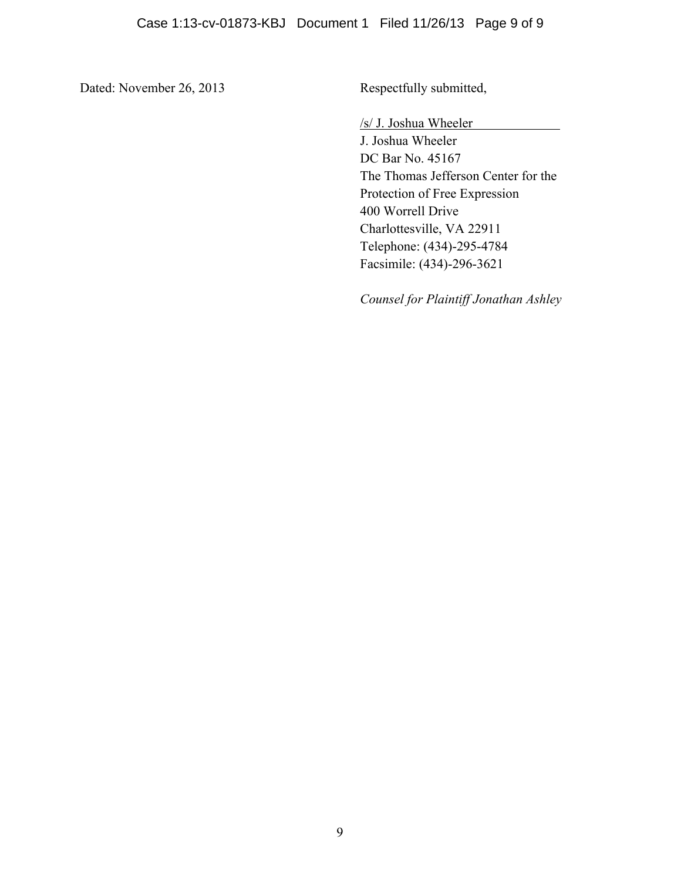Dated: November 26, 2013

Respectfully submitted,

/s/ J. Joshua Wheeler

J. Joshua Wheeler
DC Bar No. 45167
The Thomas Jefferson Center for the
Protection of Free Expression
400 Worrell Drive
Charlottesville, VA 22911
Telephone: (434)-295-4784
Facsimile: (434)-296-3621

*Counsel for Plaintiff Jonathan Ashley*